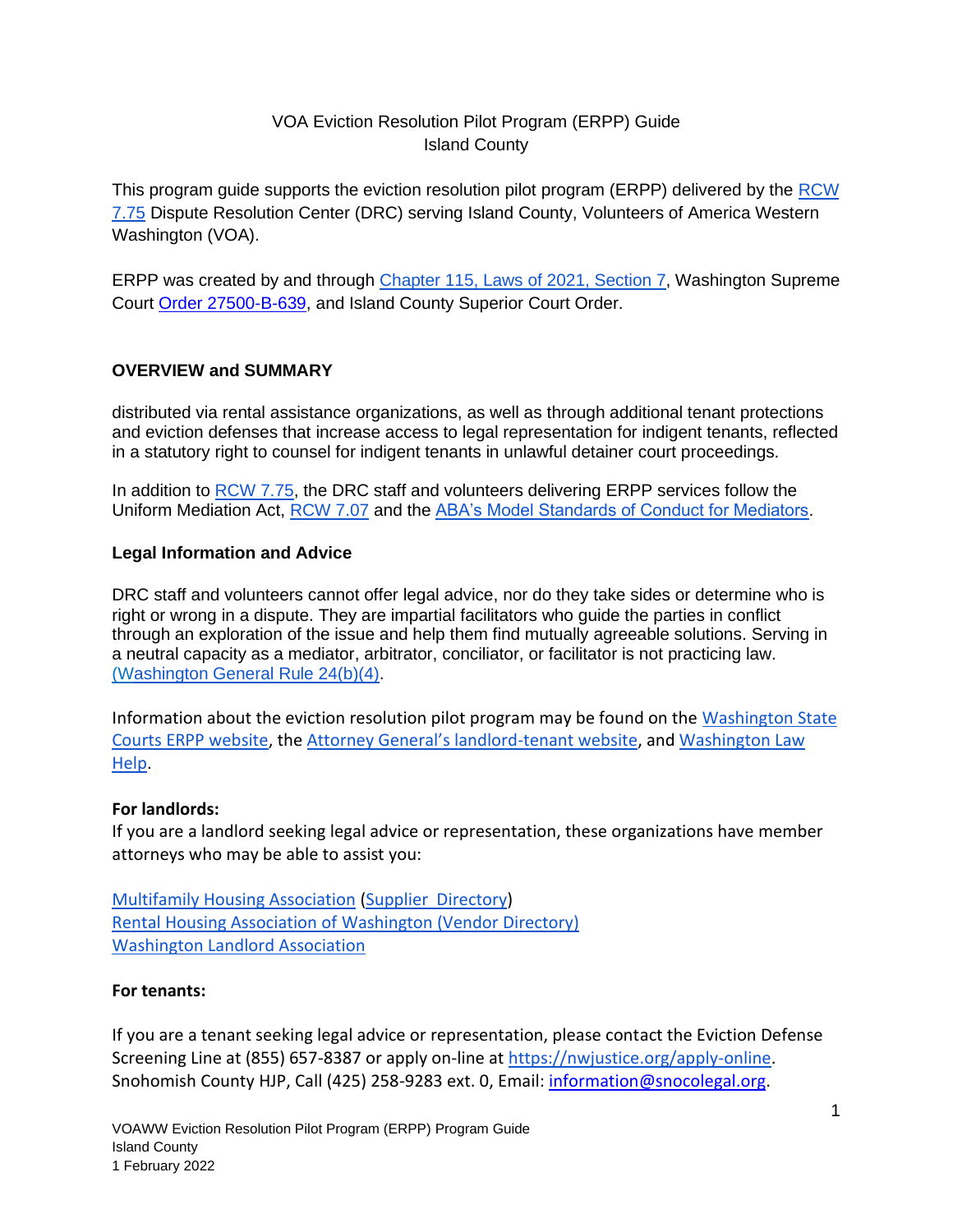VOA Eviction Resolution Pilot Program (ERPP) Guide
Island County

This program guide supports the eviction resolution pilot program (ERPP) delivered by the [RCW 7.75](#) Dispute Resolution Center (DRC) serving Island County, Volunteers of America Western Washington (VOA).

ERPP was created by and through [Chapter 115, Laws of 2021, Section 7](#), Washington Supreme Court [Order 27500-B-639](#), and Island County Superior Court Order.

## OVERVIEW and SUMMARY

distributed via rental assistance organizations, as well as through additional tenant protections and eviction defenses that increase access to legal representation for indigent tenants, reflected in a statutory right to counsel for indigent tenants in unlawful detainer court proceedings.

In addition to [RCW 7.75](#), the DRC staff and volunteers delivering ERPP services follow the Uniform Mediation Act, [RCW 7.07](#) and the [ABA's Model Standards of Conduct for Mediators](#).

### Legal Information and Advice

DRC staff and volunteers cannot offer legal advice, nor do they take sides or determine who is right or wrong in a dispute. They are impartial facilitators who guide the parties in conflict through an exploration of the issue and help them find mutually agreeable solutions. Serving in a neutral capacity as a mediator, arbitrator, conciliator, or facilitator is not practicing law. [(Washington General Rule 24(b)(4)](#).

Information about the eviction resolution pilot program may be found on the [Washington State Courts ERPP website](#), the [Attorney General's landlord-tenant website](#), and [Washington Law Help](#).

**For landlords:**
If you are a landlord seeking legal advice or representation, these organizations have member attorneys who may be able to assist you:

[Multifamily Housing Association](#) ([Supplier Directory](#))
[Rental Housing Association of Washington (Vendor Directory)](#)
[Washington Landlord Association](#)

**For tenants:**

If you are a tenant seeking legal advice or representation, please contact the Eviction Defense Screening Line at (855) 657-8387 or apply on-line at https://nwjustice.org/apply-online.
Snohomish County HJP, Call (425) 258-9283 ext. 0, Email: information@snocolegal.org.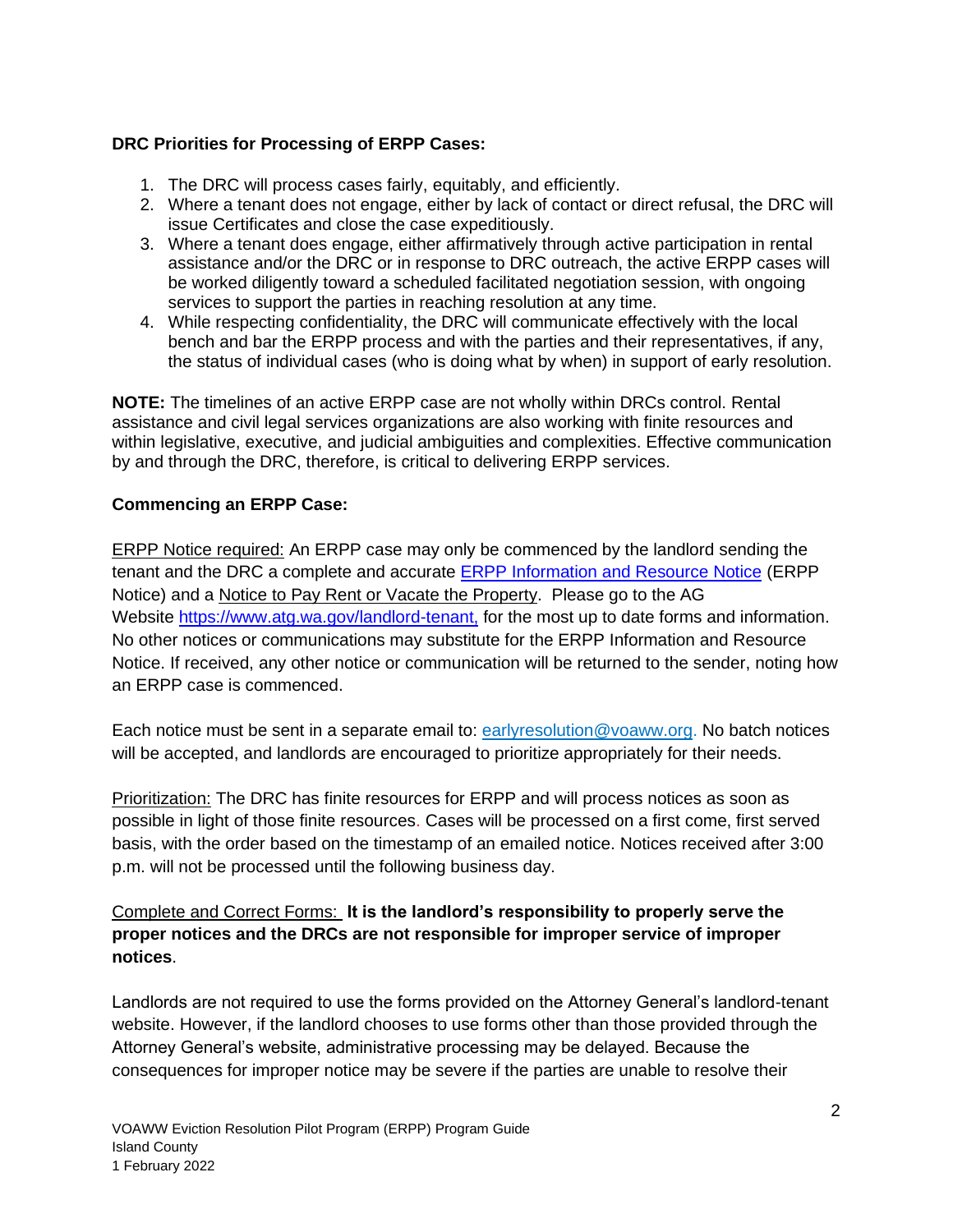**DRC Priorities for Processing of ERPP Cases:**

1. The DRC will process cases fairly, equitably, and efficiently.
2. Where a tenant does not engage, either by lack of contact or direct refusal, the DRC will issue Certificates and close the case expeditiously.
3. Where a tenant does engage, either affirmatively through active participation in rental assistance and/or the DRC or in response to DRC outreach, the active ERPP cases will be worked diligently toward a scheduled facilitated negotiation session, with ongoing services to support the parties in reaching resolution at any time.
4. While respecting confidentiality, the DRC will communicate effectively with the local bench and bar the ERPP process and with the parties and their representatives, if any, the status of individual cases (who is doing what by when) in support of early resolution.

**NOTE:** The timelines of an active ERPP case are not wholly within DRCs control. Rental assistance and civil legal services organizations are also working with finite resources and within legislative, executive, and judicial ambiguities and complexities. Effective communication by and through the DRC, therefore, is critical to delivering ERPP services.

**Commencing an ERPP Case:**

ERPP Notice required: An ERPP case may only be commenced by the landlord sending the tenant and the DRC a complete and accurate ERPP Information and Resource Notice (ERPP Notice) and a Notice to Pay Rent or Vacate the Property. Please go to the AG Website https://www.atg.wa.gov/landlord-tenant, for the most up to date forms and information. No other notices or communications may substitute for the ERPP Information and Resource Notice. If received, any other notice or communication will be returned to the sender, noting how an ERPP case is commenced.

Each notice must be sent in a separate email to: earlyresolution@voaww.org. No batch notices will be accepted, and landlords are encouraged to prioritize appropriately for their needs.

Prioritization: The DRC has finite resources for ERPP and will process notices as soon as possible in light of those finite resources. Cases will be processed on a first come, first served basis, with the order based on the timestamp of an emailed notice. Notices received after 3:00 p.m. will not be processed until the following business day.

Complete and Correct Forms: **It is the landlord's responsibility to properly serve the proper notices and the DRCs are not responsible for improper service of improper notices**.

Landlords are not required to use the forms provided on the Attorney General's landlord-tenant website. However, if the landlord chooses to use forms other than those provided through the Attorney General's website, administrative processing may be delayed. Because the consequences for improper notice may be severe if the parties are unable to resolve their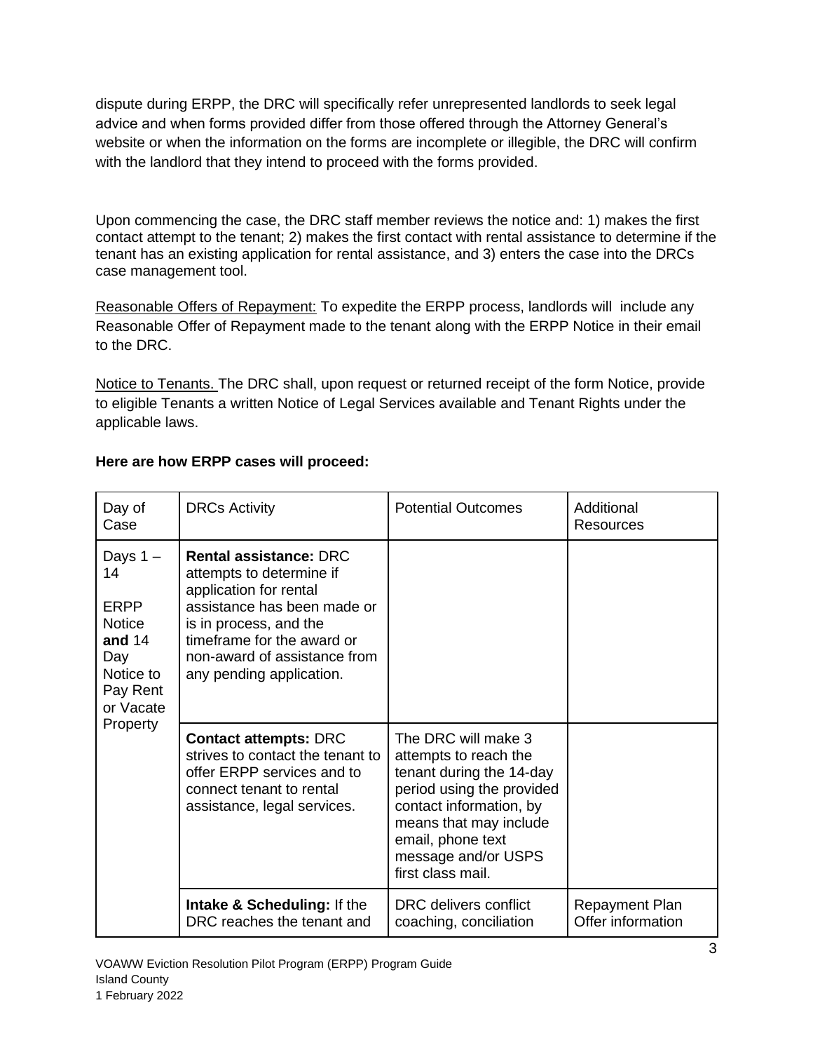dispute during ERPP, the DRC will specifically refer unrepresented landlords to seek legal advice and when forms provided differ from those offered through the Attorney General's website or when the information on the forms are incomplete or illegible, the DRC will confirm with the landlord that they intend to proceed with the forms provided.

Upon commencing the case, the DRC staff member reviews the notice and: 1) makes the first contact attempt to the tenant; 2) makes the first contact with rental assistance to determine if the tenant has an existing application for rental assistance, and 3) enters the case into the DRCs case management tool.

Reasonable Offers of Repayment: To expedite the ERPP process, landlords will include any Reasonable Offer of Repayment made to the tenant along with the ERPP Notice in their email to the DRC.

Notice to Tenants. The DRC shall, upon request or returned receipt of the form Notice, provide to eligible Tenants a written Notice of Legal Services available and Tenant Rights under the applicable laws.

**Here are how ERPP cases will proceed:**

| Day of Case | DRCs Activity | Potential Outcomes | Additional Resources |
|---|---|---|---|
| Days 1 – 14<br><br>ERPP Notice **and** 14 Day Notice to Pay Rent or Vacate Property | **Rental assistance:** DRC attempts to determine if application for rental assistance has been made or is in process, and the timeframe for the award or non-award of assistance from any pending application. | | |
| | **Contact attempts:** DRC strives to contact the tenant to offer ERPP services and to connect tenant to rental assistance, legal services. | The DRC will make 3 attempts to reach the tenant during the 14-day period using the provided contact information, by means that may include email, phone text message and/or USPS first class mail. | |
| | **Intake & Scheduling:** If the DRC reaches the tenant and | DRC delivers conflict coaching, conciliation | Repayment Plan Offer information |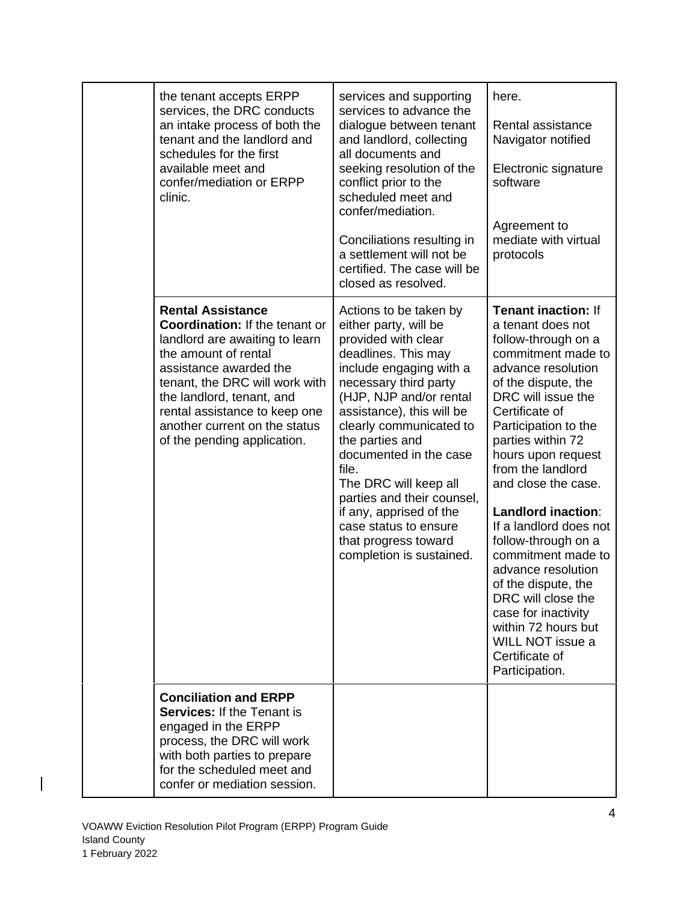| | | | |
|---|---|---|---|
| | the tenant accepts ERPP services, the DRC conducts an intake process of both the tenant and the landlord and schedules for the first available meet and confer/mediation or ERPP clinic. | services and supporting services to advance the dialogue between tenant and landlord, collecting all documents and seeking resolution of the conflict prior to the scheduled meet and confer/mediation.<br><br>Conciliations resulting in a settlement will not be certified. The case will be closed as resolved. | here.<br><br>Rental assistance Navigator notified<br><br>Electronic signature software<br><br>Agreement to mediate with virtual protocols |
| | **Rental Assistance Coordination:** If the tenant or landlord are awaiting to learn the amount of rental assistance awarded the tenant, the DRC will work with the landlord, tenant, and rental assistance to keep one another current on the status of the pending application. | Actions to be taken by either party, will be provided with clear deadlines. This may include engaging with a necessary third party (HJP, NJP and/or rental assistance), this will be clearly communicated to the parties and documented in the case file.<br>The DRC will keep all parties and their counsel, if any, apprised of the case status to ensure that progress toward completion is sustained. | **Tenant inaction:** If a tenant does not follow-through on a commitment made to advance resolution of the dispute, the DRC will issue the Certificate of Participation to the parties within 72 hours upon request from the landlord and close the case.<br><br>**Landlord inaction**: If a landlord does not follow-through on a commitment made to advance resolution of the dispute, the DRC will close the case for inactivity within 72 hours but WILL NOT issue a Certificate of Participation. |
| | **Conciliation and ERPP Services:** If the Tenant is engaged in the ERPP process, the DRC will work with both parties to prepare for the scheduled meet and confer or mediation session. | | |

VOAWW Eviction Resolution Pilot Program (ERPP) Program Guide
Island County
1 February 2022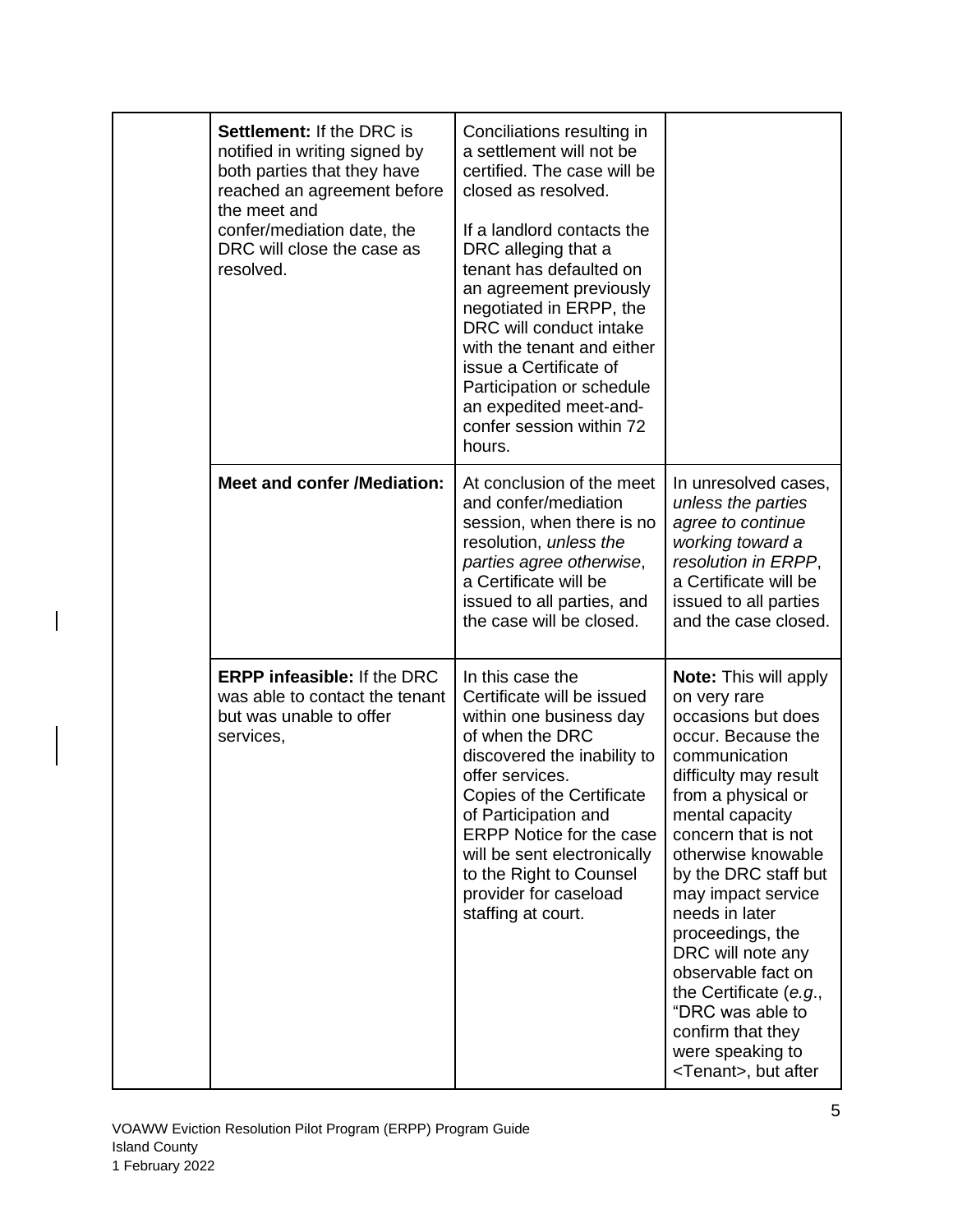| | | | |
|---|---|---|---|
| | **Settlement:** If the DRC is notified in writing signed by both parties that they have reached an agreement before the meet and confer/mediation date, the DRC will close the case as resolved. | Conciliations resulting in a settlement will not be certified. The case will be closed as resolved.<br><br>If a landlord contacts the DRC alleging that a tenant has defaulted on an agreement previously negotiated in ERPP, the DRC will conduct intake with the tenant and either issue a Certificate of Participation or schedule an expedited meet-and-confer session within 72 hours. | |
| | **Meet and confer /Mediation:** | At conclusion of the meet and confer/mediation session, when there is no resolution, *unless the parties agree otherwise*, a Certificate will be issued to all parties, and the case will be closed. | In unresolved cases, *unless the parties agree to continue working toward a resolution in ERPP*, a Certificate will be issued to all parties and the case closed. |
| | **ERPP infeasible:** If the DRC was able to contact the tenant but was unable to offer services, | In this case the Certificate will be issued within one business day of when the DRC discovered the inability to offer services. Copies of the Certificate of Participation and ERPP Notice for the case will be sent electronically to the Right to Counsel provider for caseload staffing at court. | **Note:** This will apply on very rare occasions but does occur. Because the communication difficulty may result from a physical or mental capacity concern that is not otherwise knowable by the DRC staff but may impact service needs in later proceedings, the DRC will note any observable fact on the Certificate (*e.g.*, "DRC was able to confirm that they were speaking to <Tenant>, but after |

VOAWW Eviction Resolution Pilot Program (ERPP) Program Guide
Island County
1 February 2022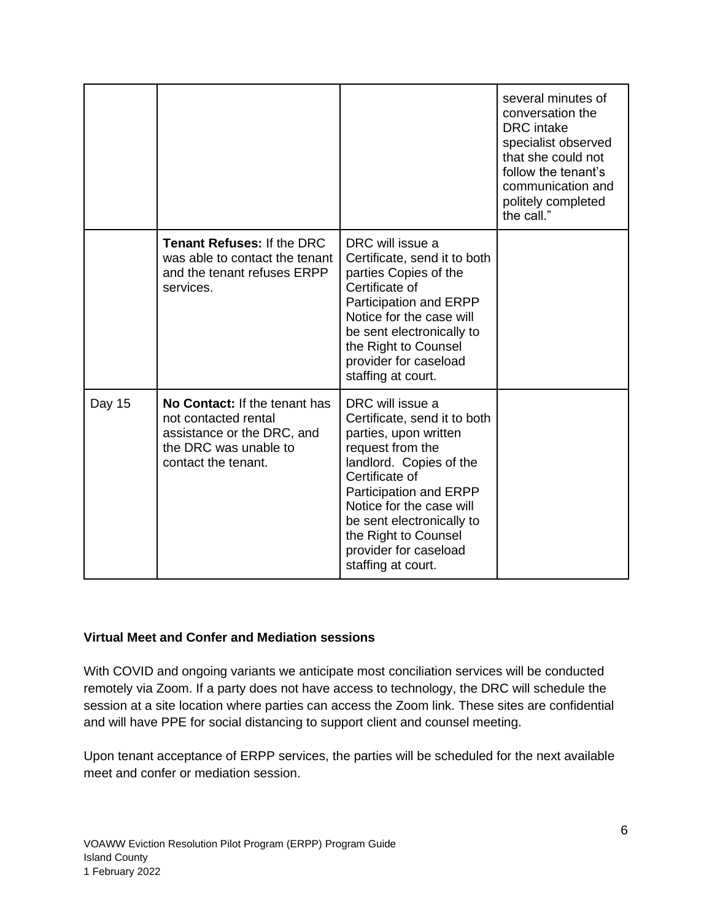| | | | |
|---|---|---|---|
| | | | several minutes of conversation the DRC intake specialist observed that she could not follow the tenant's communication and politely completed the call." |
| | **Tenant Refuses:** If the DRC was able to contact the tenant and the tenant refuses ERPP services. | DRC will issue a Certificate, send it to both parties Copies of the Certificate of Participation and ERPP Notice for the case will be sent electronically to the Right to Counsel provider for caseload staffing at court. | |
| Day 15 | **No Contact:** If the tenant has not contacted rental assistance or the DRC, and the DRC was unable to contact the tenant. | DRC will issue a Certificate, send it to both parties, upon written request from the landlord. Copies of the Certificate of Participation and ERPP Notice for the case will be sent electronically to the Right to Counsel provider for caseload staffing at court. | |

**Virtual Meet and Confer and Mediation sessions**

With COVID and ongoing variants we anticipate most conciliation services will be conducted remotely via Zoom. If a party does not have access to technology, the DRC will schedule the session at a site location where parties can access the Zoom link. These sites are confidential and will have PPE for social distancing to support client and counsel meeting.

Upon tenant acceptance of ERPP services, the parties will be scheduled for the next available meet and confer or mediation session.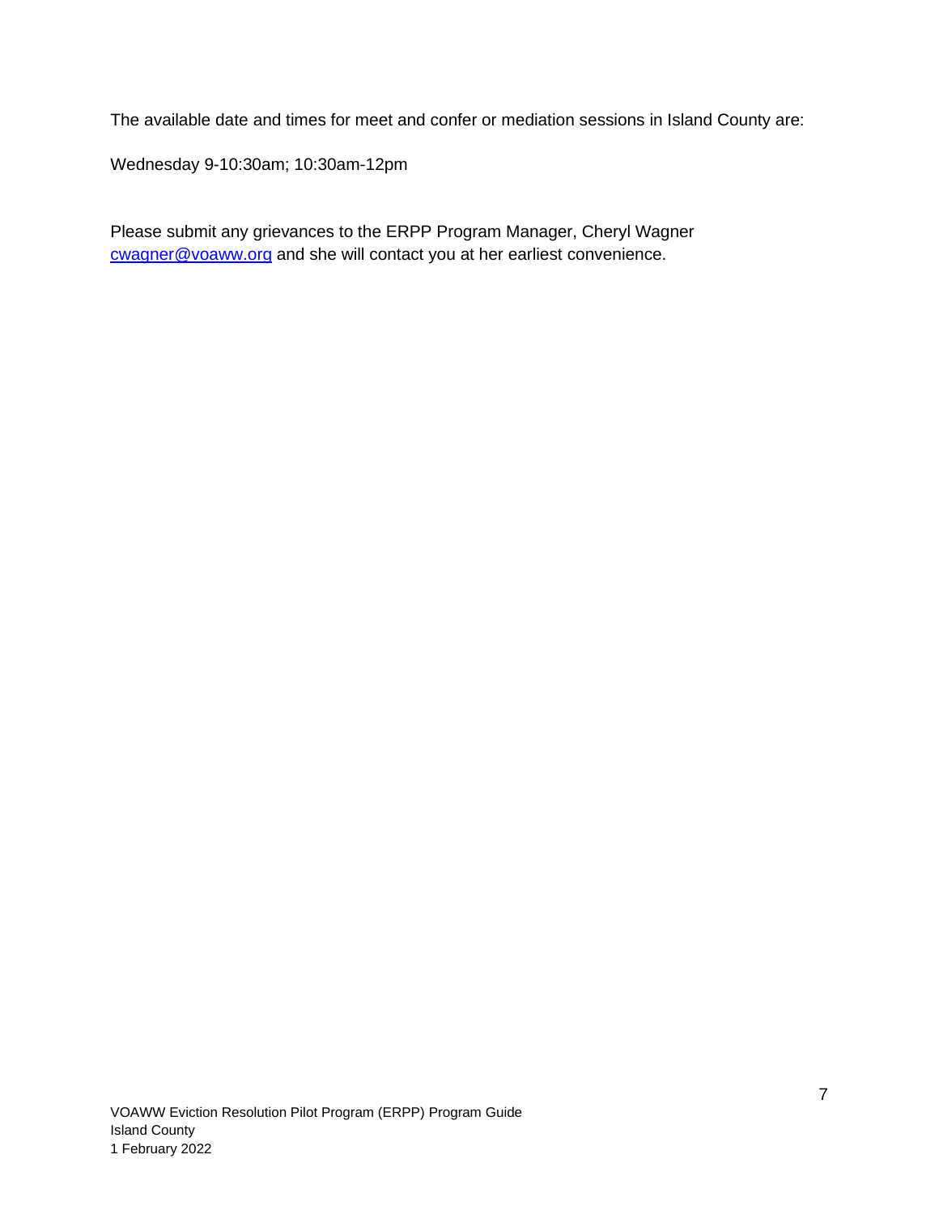The available date and times for meet and confer or mediation sessions in Island County are:

Wednesday 9-10:30am; 10:30am-12pm

Please submit any grievances to the ERPP Program Manager, Cheryl Wagner cwagner@voaww.org and she will contact you at her earliest convenience.